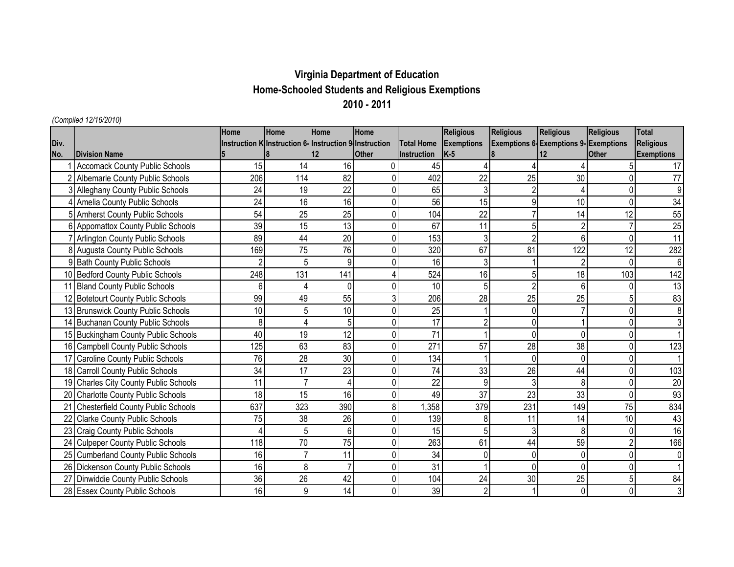# Virginia Department of Education
## Home-Schooled Students and Religious Exemptions
## 2010 - 2011

*(Compiled 12/16/2010)*

| Div. No. | Division Name | Home Instruction K-5 | Home Instruction 6-8 | Home Instruction 9-12 | Home Instruction Other | Total Home Instruction | Religious Exemptions K-5 | Religious Exemptions 6-8 | Religious Exemptions 9-12 | Religious Exemptions Other | Total Religious Exemptions |
|---|---|---|---|---|---|---|---|---|---|---|---|
| 1 | Accomack County Public Schools | 15 | 14 | 16 | 0 | 45 | 4 | 4 | 4 | 5 | 17 |
| 2 | Albemarle County Public Schools | 206 | 114 | 82 | 0 | 402 | 22 | 25 | 30 | 0 | 77 |
| 3 | Alleghany County Public Schools | 24 | 19 | 22 | 0 | 65 | 3 | 2 | 4 | 0 | 9 |
| 4 | Amelia County Public Schools | 24 | 16 | 16 | 0 | 56 | 15 | 9 | 10 | 0 | 34 |
| 5 | Amherst County Public Schools | 54 | 25 | 25 | 0 | 104 | 22 | 7 | 14 | 12 | 55 |
| 6 | Appomattox County Public Schools | 39 | 15 | 13 | 0 | 67 | 11 | 5 | 2 | 7 | 25 |
| 7 | Arlington County Public Schools | 89 | 44 | 20 | 0 | 153 | 3 | 2 | 6 | 0 | 11 |
| 8 | Augusta County Public Schools | 169 | 75 | 76 | 0 | 320 | 67 | 81 | 122 | 12 | 282 |
| 9 | Bath County Public Schools | 2 | 5 | 9 | 0 | 16 | 3 | 1 | 2 | 0 | 6 |
| 10 | Bedford County Public Schools | 248 | 131 | 141 | 4 | 524 | 16 | 5 | 18 | 103 | 142 |
| 11 | Bland County Public Schools | 6 | 4 | 0 | 0 | 10 | 5 | 2 | 6 | 0 | 13 |
| 12 | Botetourt County Public Schools | 99 | 49 | 55 | 3 | 206 | 28 | 25 | 25 | 5 | 83 |
| 13 | Brunswick County Public Schools | 10 | 5 | 10 | 0 | 25 | 1 | 0 | 7 | 0 | 8 |
| 14 | Buchanan County Public Schools | 8 | 4 | 5 | 0 | 17 | 2 | 0 | 1 | 0 | 3 |
| 15 | Buckingham County Public Schools | 40 | 19 | 12 | 0 | 71 | 1 | 0 | 0 | 0 | 1 |
| 16 | Campbell County Public Schools | 125 | 63 | 83 | 0 | 271 | 57 | 28 | 38 | 0 | 123 |
| 17 | Caroline County Public Schools | 76 | 28 | 30 | 0 | 134 | 1 | 0 | 0 | 0 | 1 |
| 18 | Carroll County Public Schools | 34 | 17 | 23 | 0 | 74 | 33 | 26 | 44 | 0 | 103 |
| 19 | Charles City County Public Schools | 11 | 7 | 4 | 0 | 22 | 9 | 3 | 8 | 0 | 20 |
| 20 | Charlotte County Public Schools | 18 | 15 | 16 | 0 | 49 | 37 | 23 | 33 | 0 | 93 |
| 21 | Chesterfield County Public Schools | 637 | 323 | 390 | 8 | 1,358 | 379 | 231 | 149 | 75 | 834 |
| 22 | Clarke County Public Schools | 75 | 38 | 26 | 0 | 139 | 8 | 11 | 14 | 10 | 43 |
| 23 | Craig County Public Schools | 4 | 5 | 6 | 0 | 15 | 5 | 3 | 8 | 0 | 16 |
| 24 | Culpeper County Public Schools | 118 | 70 | 75 | 0 | 263 | 61 | 44 | 59 | 2 | 166 |
| 25 | Cumberland County Public Schools | 16 | 7 | 11 | 0 | 34 | 0 | 0 | 0 | 0 | 0 |
| 26 | Dickenson County Public Schools | 16 | 8 | 7 | 0 | 31 | 1 | 0 | 0 | 0 | 1 |
| 27 | Dinwiddie County Public Schools | 36 | 26 | 42 | 0 | 104 | 24 | 30 | 25 | 5 | 84 |
| 28 | Essex County Public Schools | 16 | 9 | 14 | 0 | 39 | 2 | 1 | 0 | 0 | 3 |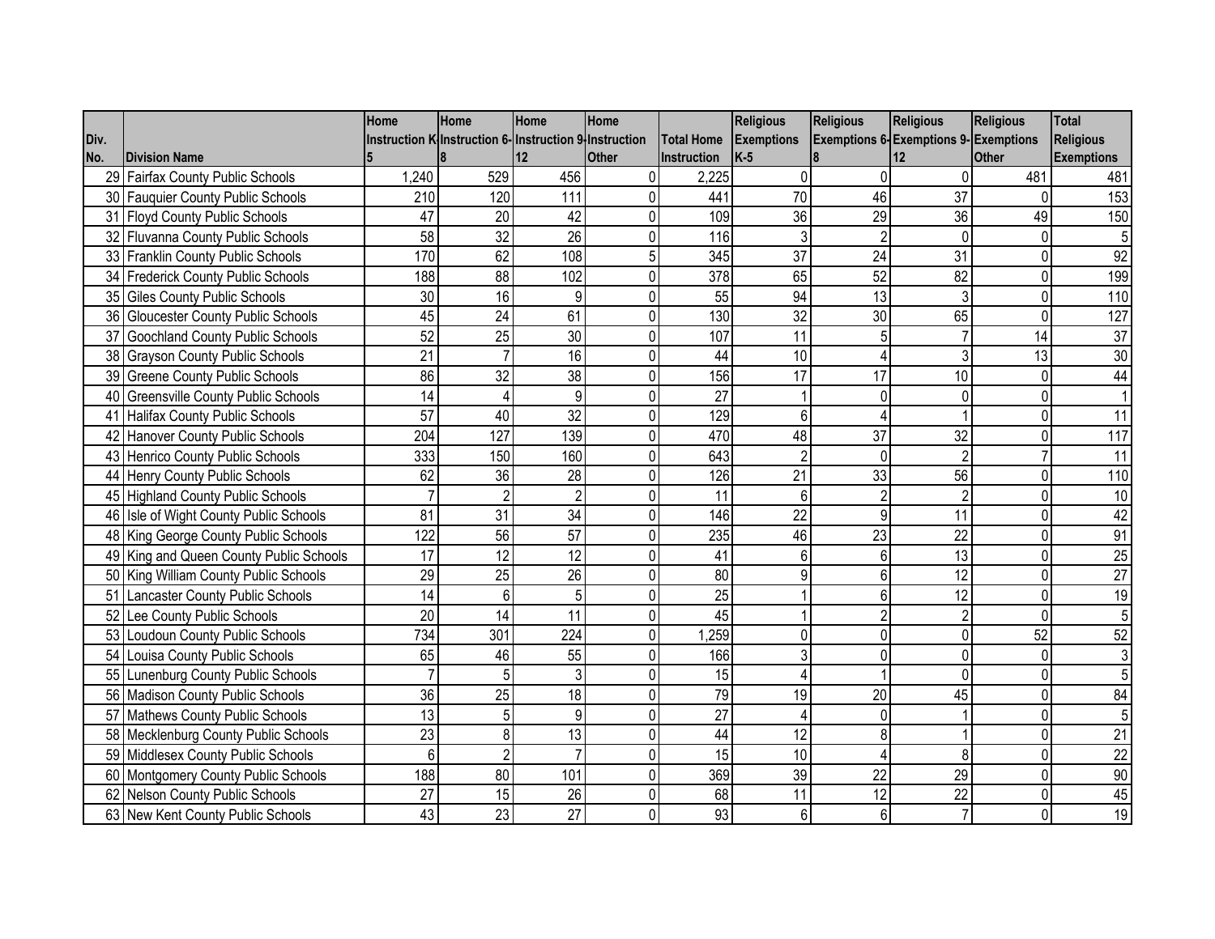| Div. No. | Division Name | Home Instruction K-5 | Home Instruction 6-8 | Home Instruction 9-12 | Home Instruction Other | Total Home Instruction | Religious Exemptions K-5 | Religious Exemptions 6-8 | Religious Exemptions 9-12 | Religious Exemptions Other | Total Religious Exemptions |
|---|---|---|---|---|---|---|---|---|---|---|---|
| 29 | Fairfax County Public Schools | 1,240 | 529 | 456 | 0 | 2,225 | 0 | 0 | 0 | 481 | 481 |
| 30 | Fauquier County Public Schools | 210 | 120 | 111 | 0 | 441 | 70 | 46 | 37 | 0 | 153 |
| 31 | Floyd County Public Schools | 47 | 20 | 42 | 0 | 109 | 36 | 29 | 36 | 49 | 150 |
| 32 | Fluvanna County Public Schools | 58 | 32 | 26 | 0 | 116 | 3 | 2 | 0 | 0 | 5 |
| 33 | Franklin County Public Schools | 170 | 62 | 108 | 5 | 345 | 37 | 24 | 31 | 0 | 92 |
| 34 | Frederick County Public Schools | 188 | 88 | 102 | 0 | 378 | 65 | 52 | 82 | 0 | 199 |
| 35 | Giles County Public Schools | 30 | 16 | 9 | 0 | 55 | 94 | 13 | 3 | 0 | 110 |
| 36 | Gloucester County Public Schools | 45 | 24 | 61 | 0 | 130 | 32 | 30 | 65 | 0 | 127 |
| 37 | Goochland County Public Schools | 52 | 25 | 30 | 0 | 107 | 11 | 5 | 7 | 14 | 37 |
| 38 | Grayson County Public Schools | 21 | 7 | 16 | 0 | 44 | 10 | 4 | 3 | 13 | 30 |
| 39 | Greene County Public Schools | 86 | 32 | 38 | 0 | 156 | 17 | 17 | 10 | 0 | 44 |
| 40 | Greensville County Public Schools | 14 | 4 | 9 | 0 | 27 | 1 | 0 | 0 | 0 | 1 |
| 41 | Halifax County Public Schools | 57 | 40 | 32 | 0 | 129 | 6 | 4 | 1 | 0 | 11 |
| 42 | Hanover County Public Schools | 204 | 127 | 139 | 0 | 470 | 48 | 37 | 32 | 0 | 117 |
| 43 | Henrico County Public Schools | 333 | 150 | 160 | 0 | 643 | 2 | 0 | 2 | 7 | 11 |
| 44 | Henry County Public Schools | 62 | 36 | 28 | 0 | 126 | 21 | 33 | 56 | 0 | 110 |
| 45 | Highland County Public Schools | 7 | 2 | 2 | 0 | 11 | 6 | 2 | 2 | 0 | 10 |
| 46 | Isle of Wight County Public Schools | 81 | 31 | 34 | 0 | 146 | 22 | 9 | 11 | 0 | 42 |
| 48 | King George County Public Schools | 122 | 56 | 57 | 0 | 235 | 46 | 23 | 22 | 0 | 91 |
| 49 | King and Queen County Public Schools | 17 | 12 | 12 | 0 | 41 | 6 | 6 | 13 | 0 | 25 |
| 50 | King William County Public Schools | 29 | 25 | 26 | 0 | 80 | 9 | 6 | 12 | 0 | 27 |
| 51 | Lancaster County Public Schools | 14 | 6 | 5 | 0 | 25 | 1 | 6 | 12 | 0 | 19 |
| 52 | Lee County Public Schools | 20 | 14 | 11 | 0 | 45 | 1 | 2 | 2 | 0 | 5 |
| 53 | Loudoun County Public Schools | 734 | 301 | 224 | 0 | 1,259 | 0 | 0 | 0 | 52 | 52 |
| 54 | Louisa County Public Schools | 65 | 46 | 55 | 0 | 166 | 3 | 0 | 0 | 0 | 3 |
| 55 | Lunenburg County Public Schools | 7 | 5 | 3 | 0 | 15 | 4 | 1 | 0 | 0 | 5 |
| 56 | Madison County Public Schools | 36 | 25 | 18 | 0 | 79 | 19 | 20 | 45 | 0 | 84 |
| 57 | Mathews County Public Schools | 13 | 5 | 9 | 0 | 27 | 4 | 0 | 1 | 0 | 5 |
| 58 | Mecklenburg County Public Schools | 23 | 8 | 13 | 0 | 44 | 12 | 8 | 1 | 0 | 21 |
| 59 | Middlesex County Public Schools | 6 | 2 | 7 | 0 | 15 | 10 | 4 | 8 | 0 | 22 |
| 60 | Montgomery County Public Schools | 188 | 80 | 101 | 0 | 369 | 39 | 22 | 29 | 0 | 90 |
| 62 | Nelson County Public Schools | 27 | 15 | 26 | 0 | 68 | 11 | 12 | 22 | 0 | 45 |
| 63 | New Kent County Public Schools | 43 | 23 | 27 | 0 | 93 | 6 | 6 | 7 | 0 | 19 |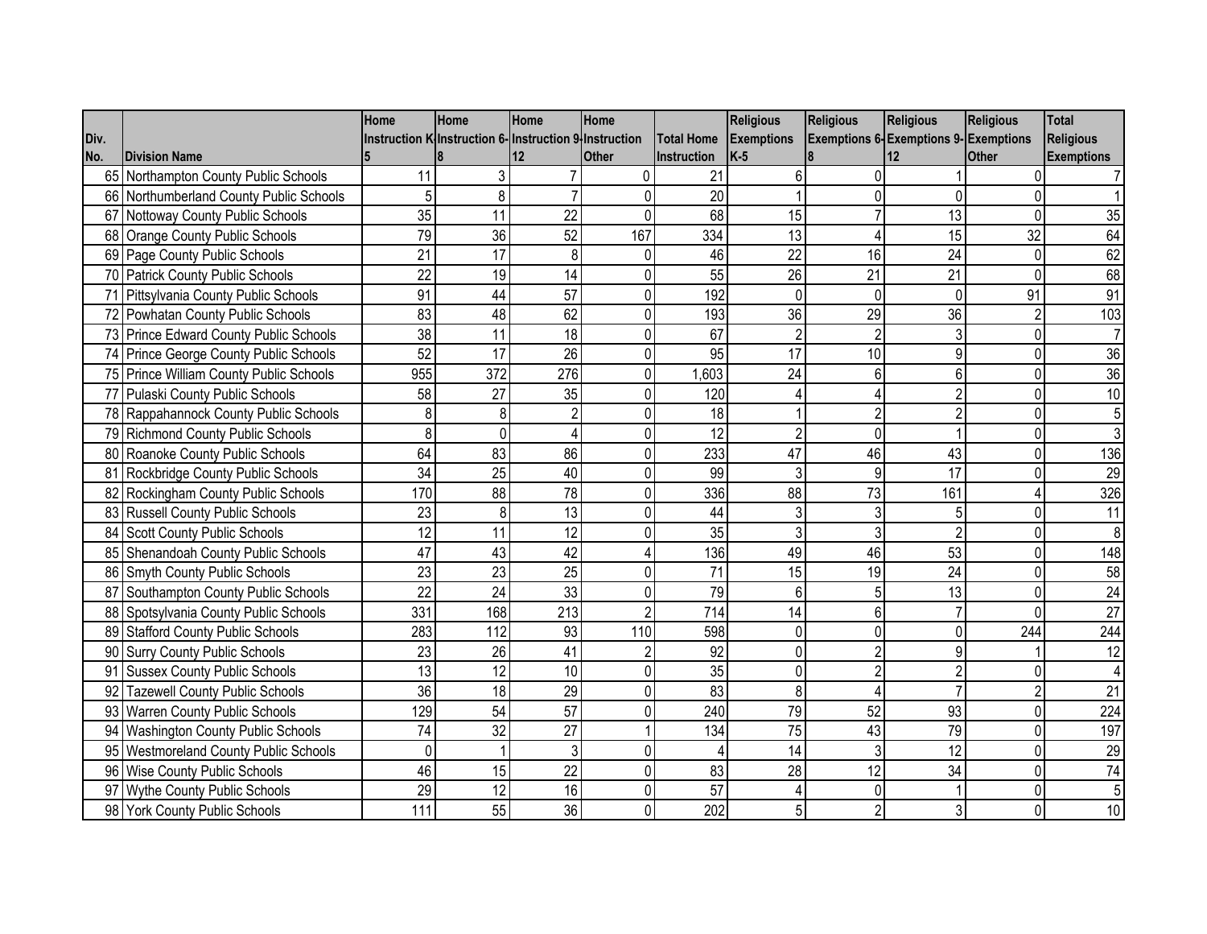| Div. No. | Division Name | Home Instruction K-5 | Home Instruction 6-8 | Home Instruction 9-12 | Home Instruction Other | Total Home Instruction | Religious Exemptions K-5 | Religious Exemptions 6-8 | Religious Exemptions 9-12 | Religious Exemptions Other | Total Religious Exemptions |
|---|---|---|---|---|---|---|---|---|---|---|---|
| 65 | Northampton County Public Schools | 11 | 3 | 7 | 0 | 21 | 6 | 0 | 1 | 0 | 7 |
| 66 | Northumberland County Public Schools | 5 | 8 | 7 | 0 | 20 | 1 | 0 | 0 | 0 | 1 |
| 67 | Nottoway County Public Schools | 35 | 11 | 22 | 0 | 68 | 15 | 7 | 13 | 0 | 35 |
| 68 | Orange County Public Schools | 79 | 36 | 52 | 167 | 334 | 13 | 4 | 15 | 32 | 64 |
| 69 | Page County Public Schools | 21 | 17 | 8 | 0 | 46 | 22 | 16 | 24 | 0 | 62 |
| 70 | Patrick County Public Schools | 22 | 19 | 14 | 0 | 55 | 26 | 21 | 21 | 0 | 68 |
| 71 | Pittsylvania County Public Schools | 91 | 44 | 57 | 0 | 192 | 0 | 0 | 0 | 91 | 91 |
| 72 | Powhatan County Public Schools | 83 | 48 | 62 | 0 | 193 | 36 | 29 | 36 | 2 | 103 |
| 73 | Prince Edward County Public Schools | 38 | 11 | 18 | 0 | 67 | 2 | 2 | 3 | 0 | 7 |
| 74 | Prince George County Public Schools | 52 | 17 | 26 | 0 | 95 | 17 | 10 | 9 | 0 | 36 |
| 75 | Prince William County Public Schools | 955 | 372 | 276 | 0 | 1,603 | 24 | 6 | 6 | 0 | 36 |
| 77 | Pulaski County Public Schools | 58 | 27 | 35 | 0 | 120 | 4 | 4 | 2 | 0 | 10 |
| 78 | Rappahannock County Public Schools | 8 | 8 | 2 | 0 | 18 | 1 | 2 | 2 | 0 | 5 |
| 79 | Richmond County Public Schools | 8 | 0 | 4 | 0 | 12 | 2 | 0 | 1 | 0 | 3 |
| 80 | Roanoke County Public Schools | 64 | 83 | 86 | 0 | 233 | 47 | 46 | 43 | 0 | 136 |
| 81 | Rockbridge County Public Schools | 34 | 25 | 40 | 0 | 99 | 3 | 9 | 17 | 0 | 29 |
| 82 | Rockingham County Public Schools | 170 | 88 | 78 | 0 | 336 | 88 | 73 | 161 | 4 | 326 |
| 83 | Russell County Public Schools | 23 | 8 | 13 | 0 | 44 | 3 | 3 | 5 | 0 | 11 |
| 84 | Scott County Public Schools | 12 | 11 | 12 | 0 | 35 | 3 | 3 | 2 | 0 | 8 |
| 85 | Shenandoah County Public Schools | 47 | 43 | 42 | 4 | 136 | 49 | 46 | 53 | 0 | 148 |
| 86 | Smyth County Public Schools | 23 | 23 | 25 | 0 | 71 | 15 | 19 | 24 | 0 | 58 |
| 87 | Southampton County Public Schools | 22 | 24 | 33 | 0 | 79 | 6 | 5 | 13 | 0 | 24 |
| 88 | Spotsylvania County Public Schools | 331 | 168 | 213 | 2 | 714 | 14 | 6 | 7 | 0 | 27 |
| 89 | Stafford County Public Schools | 283 | 112 | 93 | 110 | 598 | 0 | 0 | 0 | 244 | 244 |
| 90 | Surry County Public Schools | 23 | 26 | 41 | 2 | 92 | 0 | 2 | 9 | 1 | 12 |
| 91 | Sussex County Public Schools | 13 | 12 | 10 | 0 | 35 | 0 | 2 | 2 | 0 | 4 |
| 92 | Tazewell County Public Schools | 36 | 18 | 29 | 0 | 83 | 8 | 4 | 7 | 2 | 21 |
| 93 | Warren County Public Schools | 129 | 54 | 57 | 0 | 240 | 79 | 52 | 93 | 0 | 224 |
| 94 | Washington County Public Schools | 74 | 32 | 27 | 1 | 134 | 75 | 43 | 79 | 0 | 197 |
| 95 | Westmoreland County Public Schools | 0 | 1 | 3 | 0 | 4 | 14 | 3 | 12 | 0 | 29 |
| 96 | Wise County Public Schools | 46 | 15 | 22 | 0 | 83 | 28 | 12 | 34 | 0 | 74 |
| 97 | Wythe County Public Schools | 29 | 12 | 16 | 0 | 57 | 4 | 0 | 1 | 0 | 5 |
| 98 | York County Public Schools | 111 | 55 | 36 | 0 | 202 | 5 | 2 | 3 | 0 | 10 |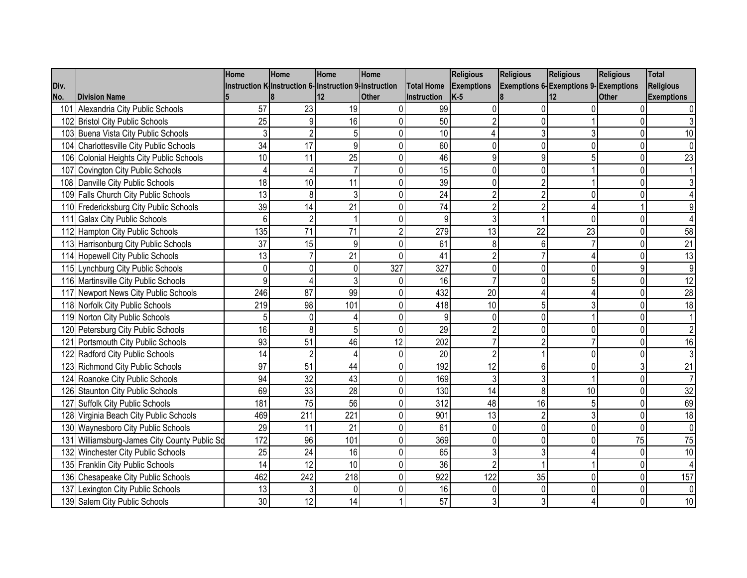| Div. No. | Division Name | Home Instruction K-5 | Home Instruction 6-8 | Home Instruction 9-12 | Home Instruction Other | Total Home Instruction | Religious Exemptions K-5 | Religious Exemptions 6-8 | Religious Exemptions 9-12 | Religious Exemptions Other | Total Religious Exemptions |
|---|---|---|---|---|---|---|---|---|---|---|---|
| 101 | Alexandria City Public Schools | 57 | 23 | 19 | 0 | 99 | 0 | 0 | 0 | 0 | 0 |
| 102 | Bristol City Public Schools | 25 | 9 | 16 | 0 | 50 | 2 | 0 | 1 | 0 | 3 |
| 103 | Buena Vista City Public Schools | 3 | 2 | 5 | 0 | 10 | 4 | 3 | 3 | 0 | 10 |
| 104 | Charlottesville City Public Schools | 34 | 17 | 9 | 0 | 60 | 0 | 0 | 0 | 0 | 0 |
| 106 | Colonial Heights City Public Schools | 10 | 11 | 25 | 0 | 46 | 9 | 9 | 5 | 0 | 23 |
| 107 | Covington City Public Schools | 4 | 4 | 7 | 0 | 15 | 0 | 0 | 1 | 0 | 1 |
| 108 | Danville City Public Schools | 18 | 10 | 11 | 0 | 39 | 0 | 2 | 1 | 0 | 3 |
| 109 | Falls Church City Public Schools | 13 | 8 | 3 | 0 | 24 | 2 | 2 | 0 | 0 | 4 |
| 110 | Fredericksburg City Public Schools | 39 | 14 | 21 | 0 | 74 | 2 | 2 | 4 | 1 | 9 |
| 111 | Galax City Public Schools | 6 | 2 | 1 | 0 | 9 | 3 | 1 | 0 | 0 | 4 |
| 112 | Hampton City Public Schools | 135 | 71 | 71 | 2 | 279 | 13 | 22 | 23 | 0 | 58 |
| 113 | Harrisonburg City Public Schools | 37 | 15 | 9 | 0 | 61 | 8 | 6 | 7 | 0 | 21 |
| 114 | Hopewell City Public Schools | 13 | 7 | 21 | 0 | 41 | 2 | 7 | 4 | 0 | 13 |
| 115 | Lynchburg City Public Schools | 0 | 0 | 0 | 327 | 327 | 0 | 0 | 0 | 9 | 9 |
| 116 | Martinsville City Public Schools | 9 | 4 | 3 | 0 | 16 | 7 | 0 | 5 | 0 | 12 |
| 117 | Newport News City Public Schools | 246 | 87 | 99 | 0 | 432 | 20 | 4 | 4 | 0 | 28 |
| 118 | Norfolk City Public Schools | 219 | 98 | 101 | 0 | 418 | 10 | 5 | 3 | 0 | 18 |
| 119 | Norton City Public Schools | 5 | 0 | 4 | 0 | 9 | 0 | 0 | 1 | 0 | 1 |
| 120 | Petersburg City Public Schools | 16 | 8 | 5 | 0 | 29 | 2 | 0 | 0 | 0 | 2 |
| 121 | Portsmouth City Public Schools | 93 | 51 | 46 | 12 | 202 | 7 | 2 | 7 | 0 | 16 |
| 122 | Radford City Public Schools | 14 | 2 | 4 | 0 | 20 | 2 | 1 | 0 | 0 | 3 |
| 123 | Richmond City Public Schools | 97 | 51 | 44 | 0 | 192 | 12 | 6 | 0 | 3 | 21 |
| 124 | Roanoke City Public Schools | 94 | 32 | 43 | 0 | 169 | 3 | 3 | 1 | 0 | 7 |
| 126 | Staunton City Public Schools | 69 | 33 | 28 | 0 | 130 | 14 | 8 | 10 | 0 | 32 |
| 127 | Suffolk City Public Schools | 181 | 75 | 56 | 0 | 312 | 48 | 16 | 5 | 0 | 69 |
| 128 | Virginia Beach City Public Schools | 469 | 211 | 221 | 0 | 901 | 13 | 2 | 3 | 0 | 18 |
| 130 | Waynesboro City Public Schools | 29 | 11 | 21 | 0 | 61 | 0 | 0 | 0 | 0 | 0 |
| 131 | Williamsburg-James City County Public Sc | 172 | 96 | 101 | 0 | 369 | 0 | 0 | 0 | 75 | 75 |
| 132 | Winchester City Public Schools | 25 | 24 | 16 | 0 | 65 | 3 | 3 | 4 | 0 | 10 |
| 135 | Franklin City Public Schools | 14 | 12 | 10 | 0 | 36 | 2 | 1 | 1 | 0 | 4 |
| 136 | Chesapeake City Public Schools | 462 | 242 | 218 | 0 | 922 | 122 | 35 | 0 | 0 | 157 |
| 137 | Lexington City Public Schools | 13 | 3 | 0 | 0 | 16 | 0 | 0 | 0 | 0 | 0 |
| 139 | Salem City Public Schools | 30 | 12 | 14 | 1 | 57 | 3 | 3 | 4 | 0 | 10 |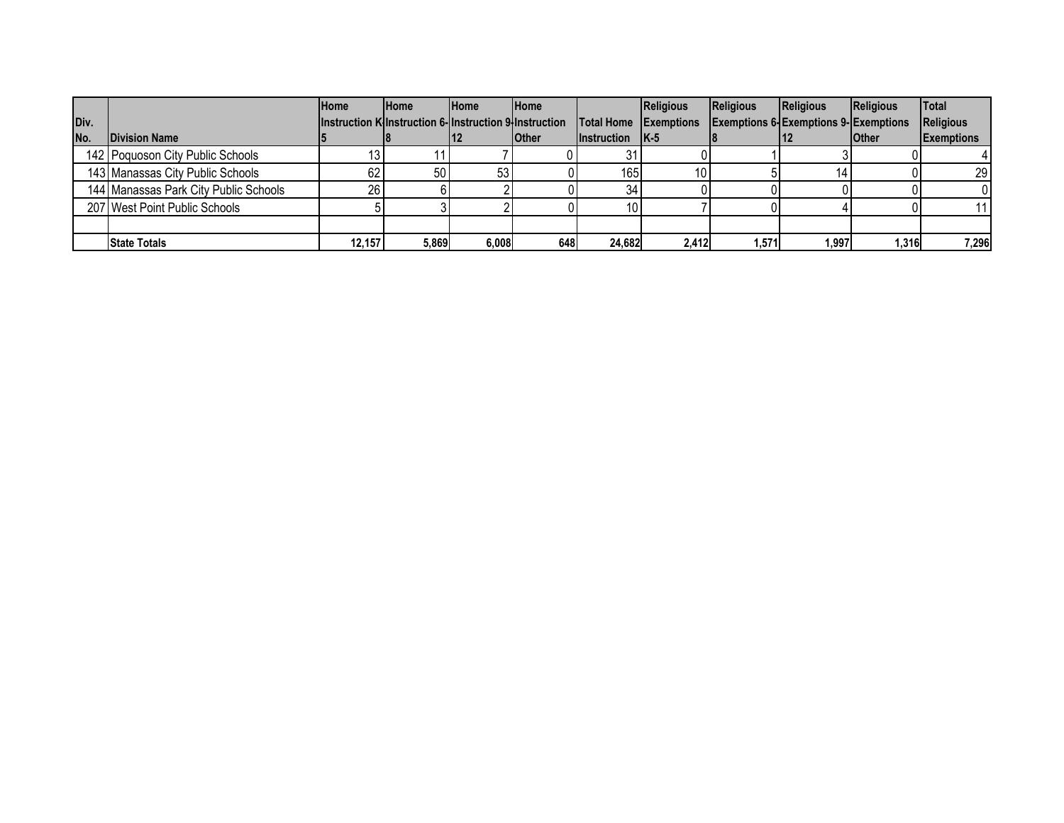| Div. No. | Division Name | Home Instruction K-5 | Home Instruction 6-8 | Home Instruction 9-12 | Home Instruction Other | Total Home Instruction | Religious Exemptions K-5 | Religious Exemptions 6-8 | Religious Exemptions 9-12 | Religious Exemptions Other | Total Religious Exemptions |
|---|---|---|---|---|---|---|---|---|---|---|---|
| 142 | Poquoson City Public Schools | 13 | 11 | 7 | 0 | 31 | 0 | 1 | 3 | 0 | 4 |
| 143 | Manassas City Public Schools | 62 | 50 | 53 | 0 | 165 | 10 | 5 | 14 | 0 | 29 |
| 144 | Manassas Park City Public Schools | 26 | 6 | 2 | 0 | 34 | 0 | 0 | 0 | 0 | 0 |
| 207 | West Point Public Schools | 5 | 3 | 2 | 0 | 10 | 7 | 0 | 4 | 0 | 11 |
| | | | | | | | | | | | |
| | **State Totals** | **12,157** | **5,869** | **6,008** | **648** | **24,682** | **2,412** | **1,571** | **1,997** | **1,316** | **7,296** |